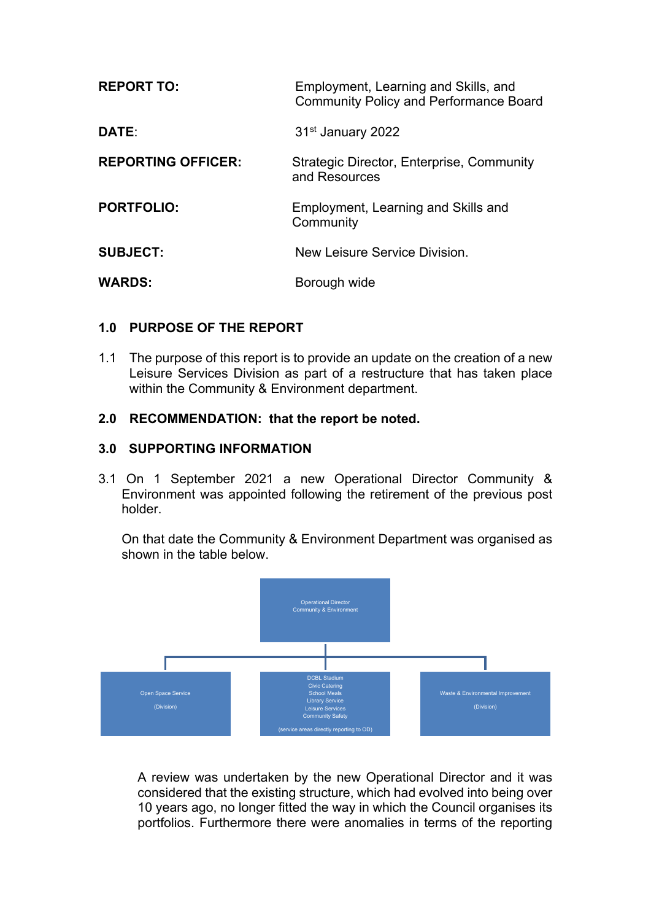| | |
|---|---|
| **REPORT TO:** | Employment, Learning and Skills, and Community Policy and Performance Board |
| **DATE:** | 31st January 2022 |
| **REPORTING OFFICER:** | Strategic Director, Enterprise, Community and Resources |
| **PORTFOLIO:** | Employment, Learning and Skills and Community |
| **SUBJECT:** | New Leisure Service Division. |
| **WARDS:** | Borough wide |

## 1.0 PURPOSE OF THE REPORT

1.1 The purpose of this report is to provide an update on the creation of a new Leisure Services Division as part of a restructure that has taken place within the Community & Environment department.

## 2.0 RECOMMENDATION: that the report be noted.

## 3.0 SUPPORTING INFORMATION

3.1 On 1 September 2021 a new Operational Director Community & Environment was appointed following the retirement of the previous post holder.

On that date the Community & Environment Department was organised as shown in the table below.

Operational Director Community & Environment

- Open Space Service (Division)
- DCBL Stadium, Civic Catering, School Meals, Library Service, Leisure Services, Community Safety (service areas directly reporting to OD)
- Waste & Environmental Improvement (Division)

A review was undertaken by the new Operational Director and it was considered that the existing structure, which had evolved into being over 10 years ago, no longer fitted the way in which the Council organises its portfolios. Furthermore there were anomalies in terms of the reporting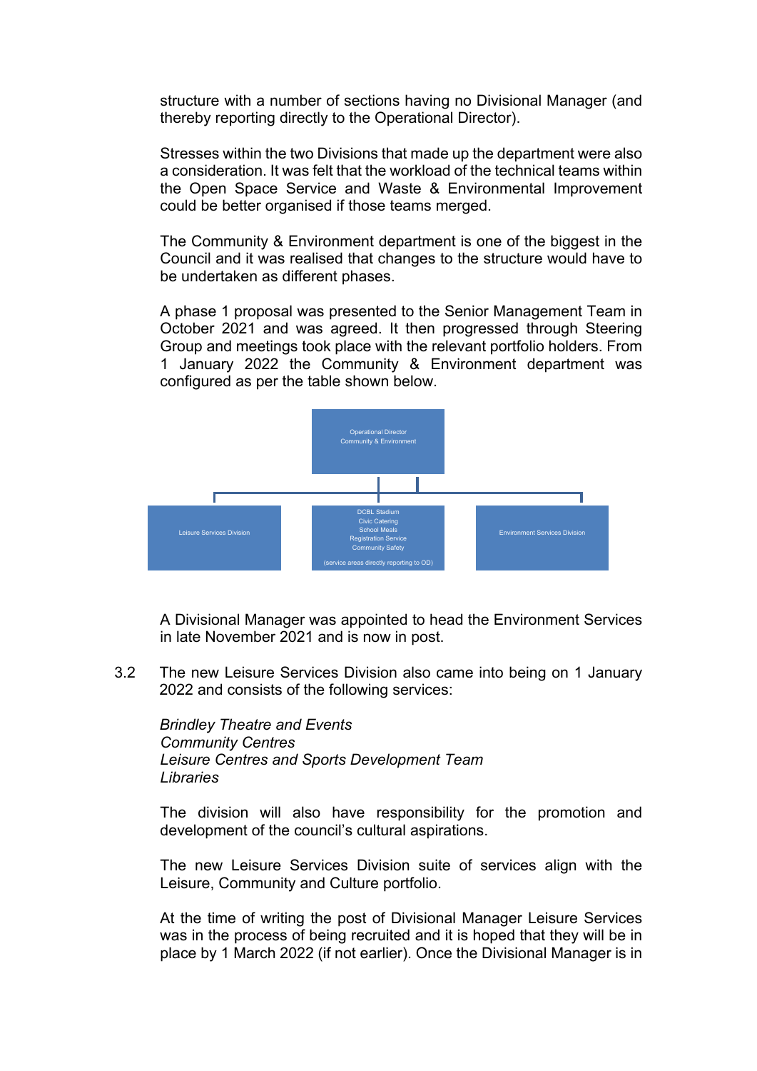structure with a number of sections having no Divisional Manager (and thereby reporting directly to the Operational Director).

Stresses within the two Divisions that made up the department were also a consideration. It was felt that the workload of the technical teams within the Open Space Service and Waste & Environmental Improvement could be better organised if those teams merged.

The Community & Environment department is one of the biggest in the Council and it was realised that changes to the structure would have to be undertaken as different phases.

A phase 1 proposal was presented to the Senior Management Team in October 2021 and was agreed. It then progressed through Steering Group and meetings took place with the relevant portfolio holders. From 1 January 2022 the Community & Environment department was configured as per the table shown below.

Operational Director
Community & Environment

- Leisure Services Division
- DCBL Stadium
  Civic Catering
  School Meals
  Registration Service
  Community Safety
  (service areas directly reporting to OD)
- Environment Services Division

A Divisional Manager was appointed to head the Environment Services in late November 2021 and is now in post.

3.2 The new Leisure Services Division also came into being on 1 January 2022 and consists of the following services:

*Brindley Theatre and Events*
*Community Centres*
*Leisure Centres and Sports Development Team*
*Libraries*

The division will also have responsibility for the promotion and development of the council's cultural aspirations.

The new Leisure Services Division suite of services align with the Leisure, Community and Culture portfolio.

At the time of writing the post of Divisional Manager Leisure Services was in the process of being recruited and it is hoped that they will be in place by 1 March 2022 (if not earlier). Once the Divisional Manager is in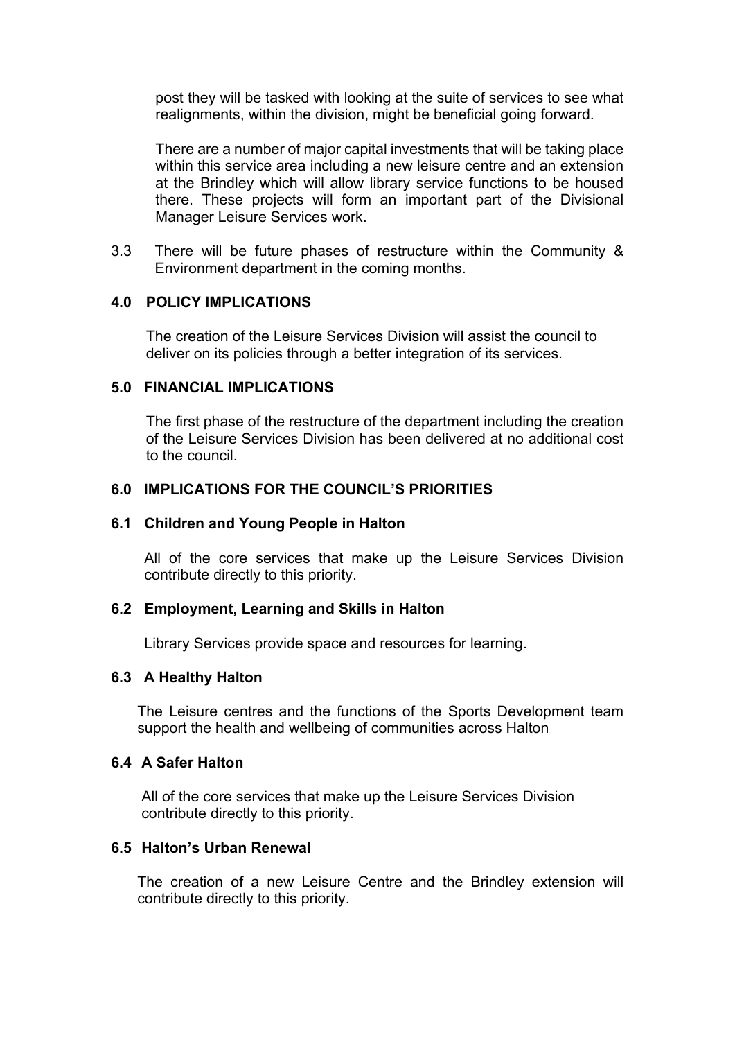post they will be tasked with looking at the suite of services to see what realignments, within the division, might be beneficial going forward.

There are a number of major capital investments that will be taking place within this service area including a new leisure centre and an extension at the Brindley which will allow library service functions to be housed there. These projects will form an important part of the Divisional Manager Leisure Services work.

3.3 There will be future phases of restructure within the Community & Environment department in the coming months.

## 4.0 POLICY IMPLICATIONS

The creation of the Leisure Services Division will assist the council to deliver on its policies through a better integration of its services.

## 5.0 FINANCIAL IMPLICATIONS

The first phase of the restructure of the department including the creation of the Leisure Services Division has been delivered at no additional cost to the council.

## 6.0 IMPLICATIONS FOR THE COUNCIL'S PRIORITIES

### 6.1 Children and Young People in Halton

All of the core services that make up the Leisure Services Division contribute directly to this priority.

### 6.2 Employment, Learning and Skills in Halton

Library Services provide space and resources for learning.

### 6.3 A Healthy Halton

The Leisure centres and the functions of the Sports Development team support the health and wellbeing of communities across Halton

### 6.4 A Safer Halton

All of the core services that make up the Leisure Services Division contribute directly to this priority.

### 6.5 Halton's Urban Renewal

The creation of a new Leisure Centre and the Brindley extension will contribute directly to this priority.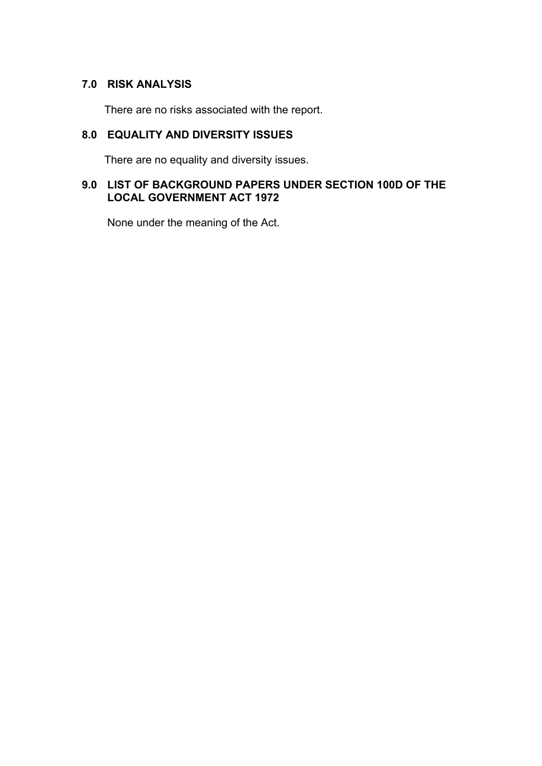## 7.0 RISK ANALYSIS

There are no risks associated with the report.

## 8.0 EQUALITY AND DIVERSITY ISSUES

There are no equality and diversity issues.

## 9.0 LIST OF BACKGROUND PAPERS UNDER SECTION 100D OF THE LOCAL GOVERNMENT ACT 1972

None under the meaning of the Act.